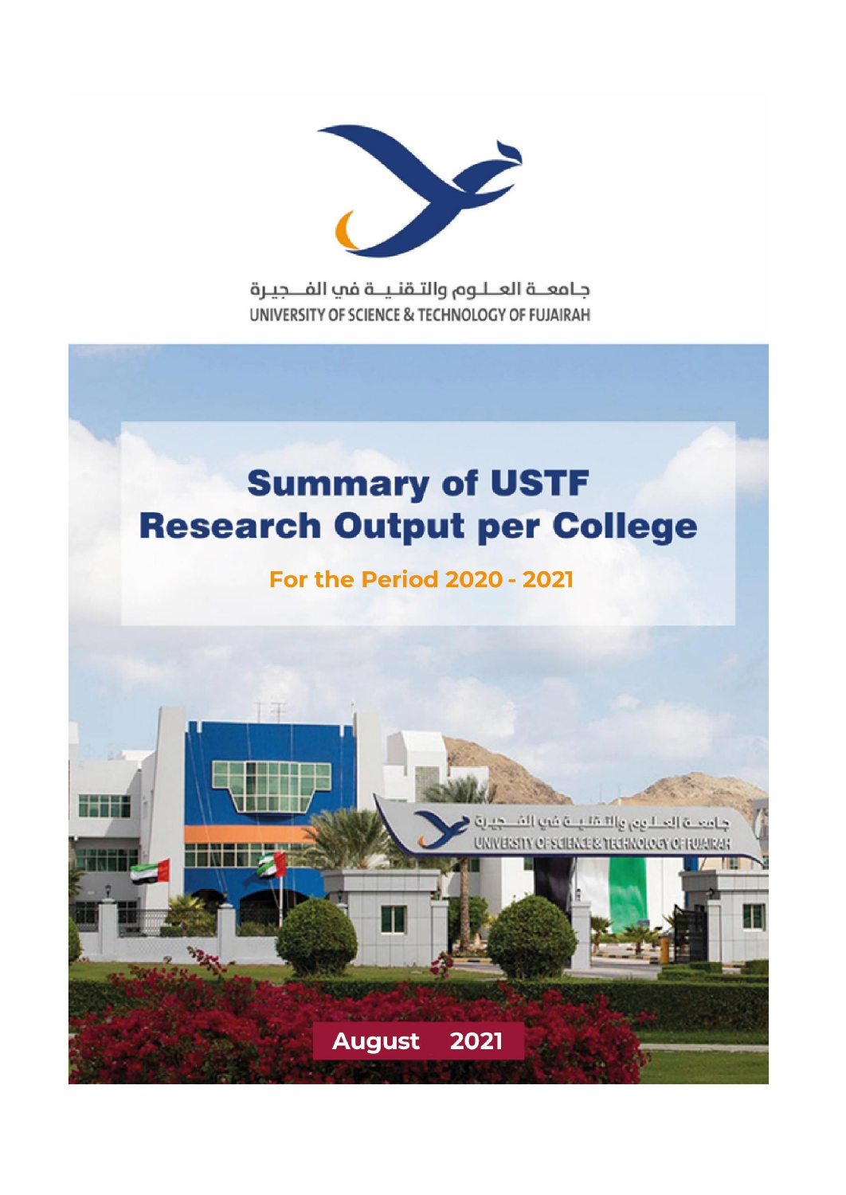جـامعــة العـلـوم والتـقنيــة في الفــجيرة

UNIVERSITY OF SCIENCE & TECHNOLOGY OF FUJAIRAH

# Summary of USTF Research Output per College

## For the Period 2020 - 2021

August 2021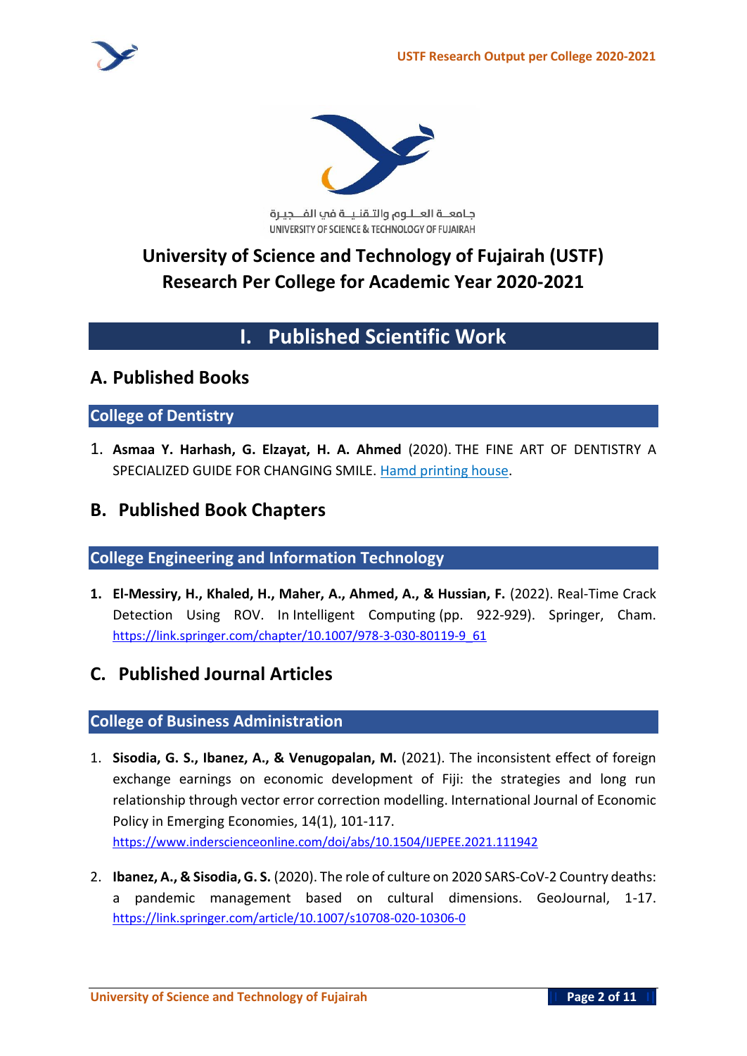جـامعــة العــلـوم والتـقـنـيــة في الفــجـيـرة
UNIVERSITY OF SCIENCE & TECHNOLOGY OF FUJAIRAH

# University of Science and Technology of Fujairah (USTF) Research Per College for Academic Year 2020-2021

## I. Published Scientific Work

### A. Published Books

#### College of Dentistry

1. **Asmaa Y. Harhash, G. Elzayat, H. A. Ahmed** (2020). THE FINE ART OF DENTISTRY A SPECIALIZED GUIDE FOR CHANGING SMILE. Hamd printing house.

### B. Published Book Chapters

#### College Engineering and Information Technology

1. **El-Messiry, H., Khaled, H., Maher, A., Ahmed, A., & Hussian, F.** (2022). Real-Time Crack Detection Using ROV. In Intelligent Computing (pp. 922-929). Springer, Cham. https://link.springer.com/chapter/10.1007/978-3-030-80119-9_61

### C. Published Journal Articles

#### College of Business Administration

1. **Sisodia, G. S., Ibanez, A., & Venugopalan, M.** (2021). The inconsistent effect of foreign exchange earnings on economic development of Fiji: the strategies and long run relationship through vector error correction modelling. International Journal of Economic Policy in Emerging Economies, 14(1), 101-117. https://www.inderscienceonline.com/doi/abs/10.1504/IJEPEE.2021.111942

2. **Ibanez, A., & Sisodia, G. S.** (2020). The role of culture on 2020 SARS-CoV-2 Country deaths: a pandemic management based on cultural dimensions. GeoJournal, 1-17. https://link.springer.com/article/10.1007/s10708-020-10306-0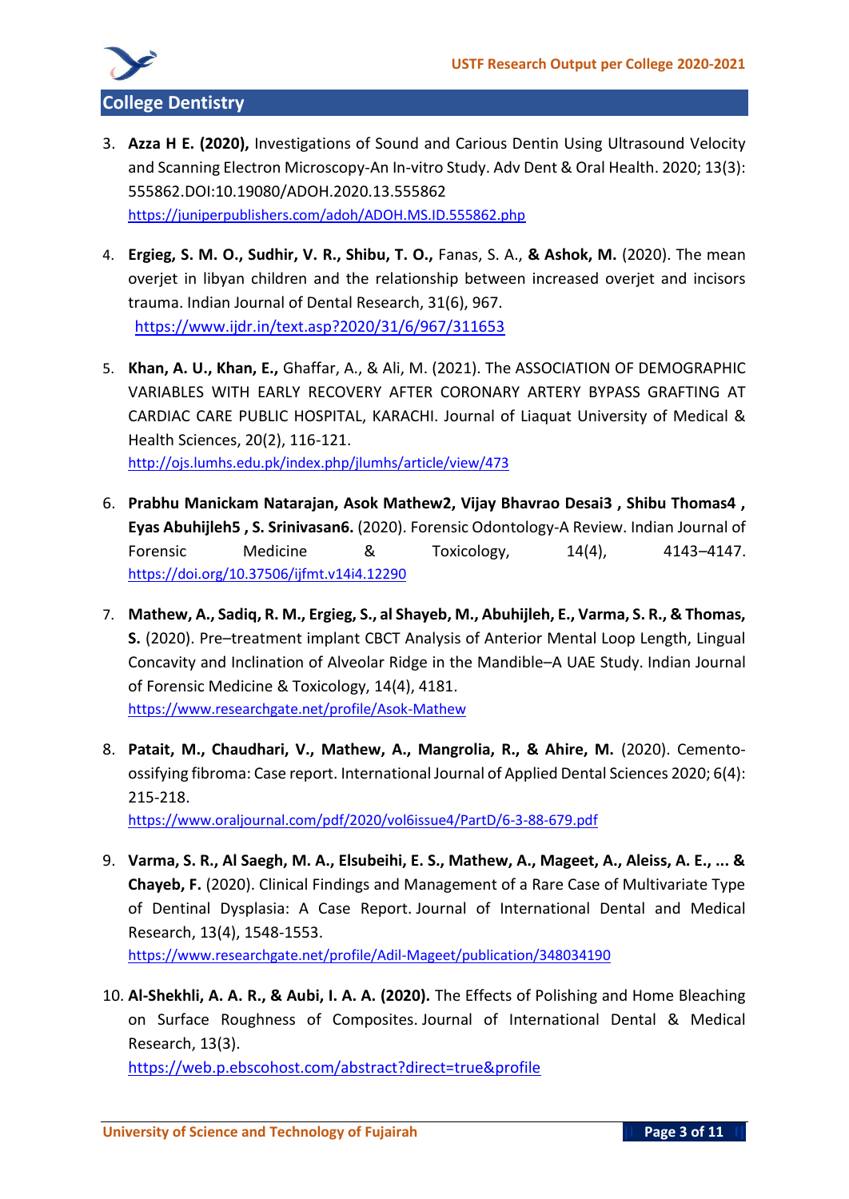## College Dentistry

3. **Azza H E. (2020),** Investigations of Sound and Carious Dentin Using Ultrasound Velocity and Scanning Electron Microscopy-An In-vitro Study. Adv Dent & Oral Health. 2020; 13(3): 555862.DOI:10.19080/ADOH.2020.13.555862
https://juniperpublishers.com/adoh/ADOH.MS.ID.555862.php

4. **Ergieg, S. M. O., Sudhir, V. R., Shibu, T. O.,** Fanas, S. A., **& Ashok, M.** (2020). The mean overjet in libyan children and the relationship between increased overjet and incisors trauma. Indian Journal of Dental Research, 31(6), 967.
https://www.ijdr.in/text.asp?2020/31/6/967/311653

5. **Khan, A. U., Khan, E.,** Ghaffar, A., & Ali, M. (2021). The ASSOCIATION OF DEMOGRAPHIC VARIABLES WITH EARLY RECOVERY AFTER CORONARY ARTERY BYPASS GRAFTING AT CARDIAC CARE PUBLIC HOSPITAL, KARACHI. Journal of Liaquat University of Medical & Health Sciences, 20(2), 116-121.
http://ojs.lumhs.edu.pk/index.php/jlumhs/article/view/473

6. **Prabhu Manickam Natarajan, Asok Mathew2, Vijay Bhavrao Desai3 , Shibu Thomas4 , Eyas Abuhijleh5 , S. Srinivasan6.** (2020). Forensic Odontology-A Review. Indian Journal of Forensic Medicine & Toxicology, 14(4), 4143–4147.
https://doi.org/10.37506/ijfmt.v14i4.12290

7. **Mathew, A., Sadiq, R. M., Ergieg, S., al Shayeb, M., Abuhijleh, E., Varma, S. R., & Thomas, S.** (2020). Pre–treatment implant CBCT Analysis of Anterior Mental Loop Length, Lingual Concavity and Inclination of Alveolar Ridge in the Mandible–A UAE Study. Indian Journal of Forensic Medicine & Toxicology, 14(4), 4181.
https://www.researchgate.net/profile/Asok-Mathew

8. **Patait, M., Chaudhari, V., Mathew, A., Mangrolia, R., & Ahire, M.** (2020). Cemento-ossifying fibroma: Case report. International Journal of Applied Dental Sciences 2020; 6(4): 215-218.
https://www.oraljournal.com/pdf/2020/vol6issue4/PartD/6-3-88-679.pdf

9. **Varma, S. R., Al Saegh, M. A., Elsubeihi, E. S., Mathew, A., Mageet, A., Aleiss, A. E., ... & Chayeb, F.** (2020). Clinical Findings and Management of a Rare Case of Multivariate Type of Dentinal Dysplasia: A Case Report. Journal of International Dental and Medical Research, 13(4), 1548-1553.
https://www.researchgate.net/profile/Adil-Mageet/publication/348034190

10. **Al-Shekhli, A. A. R., & Aubi, I. A. A. (2020).** The Effects of Polishing and Home Bleaching on Surface Roughness of Composites. Journal of International Dental & Medical Research, 13(3).
https://web.p.ebscohost.com/abstract?direct=true&profile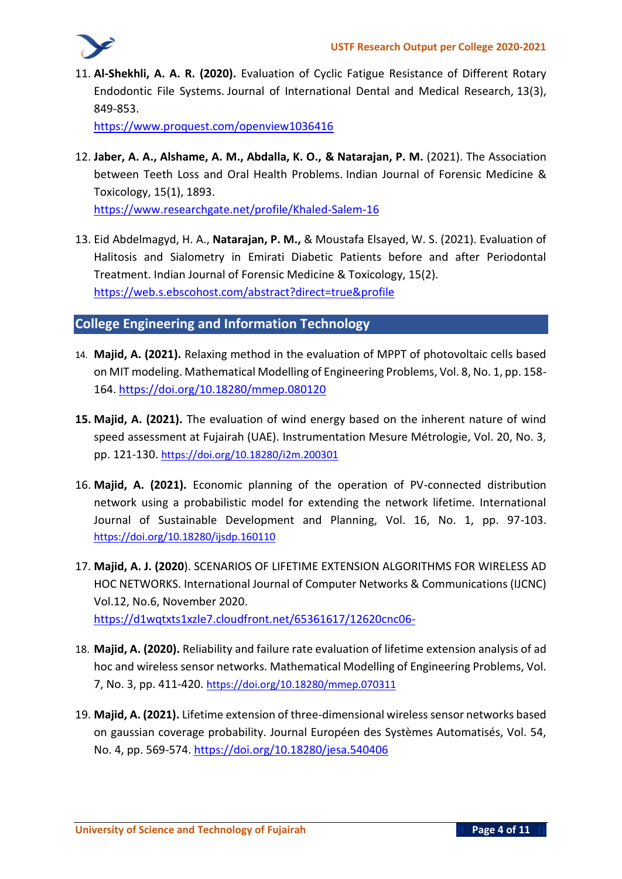11. **Al-Shekhli, A. A. R. (2020).** Evaluation of Cyclic Fatigue Resistance of Different Rotary Endodontic File Systems. Journal of International Dental and Medical Research, 13(3), 849-853.
    https://www.proquest.com/openview1036416

12. **Jaber, A. A., Alshame, A. M., Abdalla, K. O., & Natarajan, P. M.** (2021). The Association between Teeth Loss and Oral Health Problems. Indian Journal of Forensic Medicine & Toxicology, 15(1), 1893.
    https://www.researchgate.net/profile/Khaled-Salem-16

13. Eid Abdelmagyd, H. A., **Natarajan, P. M.,** & Moustafa Elsayed, W. S. (2021). Evaluation of Halitosis and Sialometry in Emirati Diabetic Patients before and after Periodontal Treatment. Indian Journal of Forensic Medicine & Toxicology, 15(2).
    https://web.s.ebscohost.com/abstract?direct=true&profile

## College Engineering and Information Technology

14. **Majid, A. (2021).** Relaxing method in the evaluation of MPPT of photovoltaic cells based on MIT modeling. Mathematical Modelling of Engineering Problems, Vol. 8, No. 1, pp. 158-164. https://doi.org/10.18280/mmep.080120

15. **Majid, A. (2021).** The evaluation of wind energy based on the inherent nature of wind speed assessment at Fujairah (UAE). Instrumentation Mesure Métrologie, Vol. 20, No. 3, pp. 121-130. https://doi.org/10.18280/i2m.200301

16. **Majid, A. (2021).** Economic planning of the operation of PV-connected distribution network using a probabilistic model for extending the network lifetime. International Journal of Sustainable Development and Planning, Vol. 16, No. 1, pp. 97-103. https://doi.org/10.18280/ijsdp.160110

17. **Majid, A. J. (2020**). SCENARIOS OF LIFETIME EXTENSION ALGORITHMS FOR WIRELESS AD HOC NETWORKS. International Journal of Computer Networks & Communications (IJCNC) Vol.12, No.6, November 2020.
    https://d1wqtxts1xzle7.cloudfront.net/65361617/12620cnc06-

18. **Majid, A. (2020).** Reliability and failure rate evaluation of lifetime extension analysis of ad hoc and wireless sensor networks. Mathematical Modelling of Engineering Problems, Vol. 7, No. 3, pp. 411-420. https://doi.org/10.18280/mmep.070311

19. **Majid, A. (2021).** Lifetime extension of three-dimensional wireless sensor networks based on gaussian coverage probability. Journal Européen des Systèmes Automatisés, Vol. 54, No. 4, pp. 569-574. https://doi.org/10.18280/jesa.540406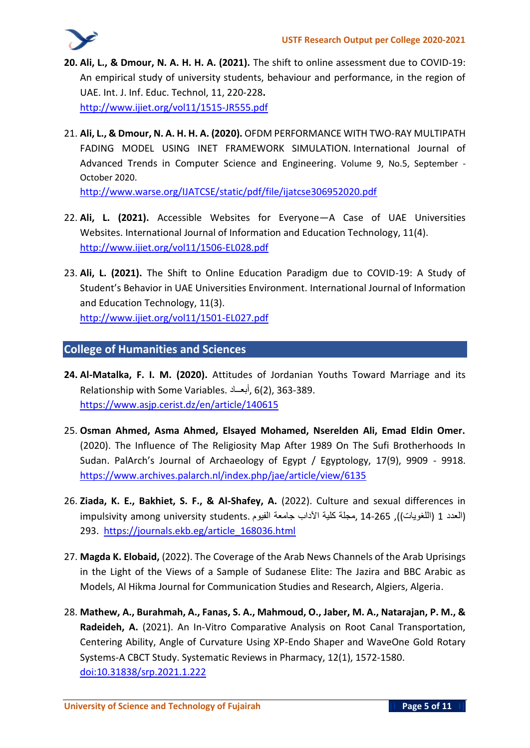20. **Ali, L., & Dmour, N. A. H. H. A. (2021).** The shift to online assessment due to COVID-19: An empirical study of university students, behaviour and performance, in the region of UAE. Int. J. Inf. Educ. Technol, 11, 220-228**.** http://www.ijiet.org/vol11/1515-JR555.pdf

21. **Ali, L., & Dmour, N. A. H. H. A. (2020).** OFDM PERFORMANCE WITH TWO-RAY MULTIPATH FADING MODEL USING INET FRAMEWORK SIMULATION. International Journal of Advanced Trends in Computer Science and Engineering. Volume 9, No.5, September - October 2020. http://www.warse.org/IJATCSE/static/pdf/file/ijatcse306952020.pdf

22. **Ali, L. (2021).** Accessible Websites for Everyone—A Case of UAE Universities Websites. International Journal of Information and Education Technology, 11(4). http://www.ijiet.org/vol11/1506-EL028.pdf

23. **Ali, L. (2021).** The Shift to Online Education Paradigm due to COVID-19: A Study of Student's Behavior in UAE Universities Environment. International Journal of Information and Education Technology, 11(3). http://www.ijiet.org/vol11/1501-EL027.pdf

## College of Humanities and Sciences

24. **Al-Matalka, F. I. M. (2020).** Attitudes of Jordanian Youths Toward Marriage and its Relationship with Some Variables. أبعـاد, 6(2), 363-389. https://www.asjp.cerist.dz/en/article/140615

25. **Osman Ahmed, Asma Ahmed, Elsayed Mohamed, Nserelden Ali, Emad Eldin Omer.** (2020). The Influence of The Religiosity Map After 1989 On The Sufi Brotherhoods In Sudan. PalArch's Journal of Archaeology of Egypt / Egyptology, 17(9), 9909 - 9918. https://www.archives.palarch.nl/index.php/jae/article/view/6135

26. **Ziada, K. E., Bakhiet, S. F., & Al-Shafey, A.** (2022). Culture and sexual differences in impulsivity among university students. مجلة كلية الآداب جامعة الفيوم, (العدد 1 (اللغويات)), 265-14 293. https://journals.ekb.eg/article_168036.html

27. **Magda K. Elobaid,** (2022). The Coverage of the Arab News Channels of the Arab Uprisings in the Light of the Views of a Sample of Sudanese Elite: The Jazira and BBC Arabic as Models, Al Hikma Journal for Communication Studies and Research, Algiers, Algeria.

28. **Mathew, A., Burahmah, A., Fanas, S. A., Mahmoud, O., Jaber, M. A., Natarajan, P. M., & Radeideh, A.** (2021). An In-Vitro Comparative Analysis on Root Canal Transportation, Centering Ability, Angle of Curvature Using XP-Endo Shaper and WaveOne Gold Rotary Systems-A CBCT Study. Systematic Reviews in Pharmacy, 12(1), 1572-1580. doi:10.31838/srp.2021.1.222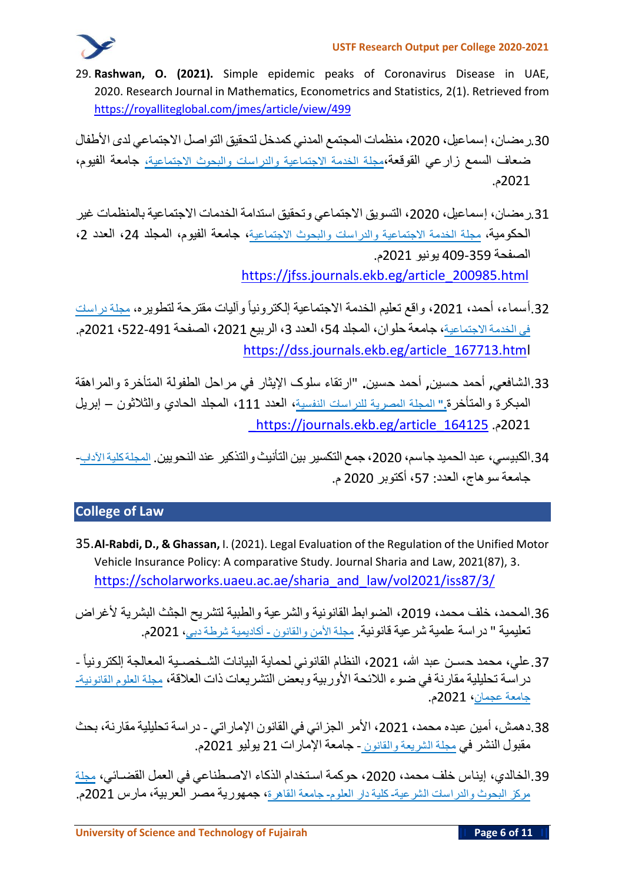29. **Rashwan, O. (2021).** Simple epidemic peaks of Coronavirus Disease in UAE, 2020. Research Journal in Mathematics, Econometrics and Statistics, 2(1). Retrieved from https://royalliteglobal.com/jmes/article/view/499

30. رمضان، إسماعيل، 2020، منظمات المجتمع المدني كمدخل لتحقيق التواصل الاجتماعي لدى الأطفال ضعاف السمع زارعي القوقعة،مجلة الخدمة الاجتماعية والدراسات والبحوث الاجتماعية، جامعة الفيوم، 2021م.

31. رمضان، إسماعيل، 2020، التسويق الاجتماعي وتحقيق استدامة الخدمات الاجتماعية بالمنظمات غير الحكومية، مجلة الخدمة الاجتماعية والدراسات والبحوث الاجتماعية، جامعة الفيوم، المجلد 24، العدد 2، الصفحة 359-409 يونيو 2021م. https://jfss.journals.ekb.eg/article_200985.html

32. أسماء، أحمد، 2021، واقع تعليم الخدمة الاجتماعية إلكترونياً وآليات مقترحة لتطويره، مجلة دراسات في الخدمة الاجتماعية، جامعة حلوان، المجلد 54، العدد 3، الربيع 2021، الصفحة 491-522، 2021م. https://dss.journals.ekb.eg/article_167713.html

33. الشافعي, أحمد حسين, أحمد حسين. "ارتقاء سلوك الإيثار في مراحل الطفولة المتأخرة والمراهقة المبكرة والمتأخرة." المجلة المصرية للدراسات النفسية، العدد 111، المجلد الحادي والثلاثون – إبريل 2021م. https://journals.ekb.eg/article_164125

34. الكبيسي، عبد الحميد جاسم، 2020، جمع التكسير بين التأنيث والتذكير عند النحويين. المجلة كلية الآداب- جامعة سوهاج، العدد: 57، أكتوبر 2020 م.

## College of Law

35. **Al-Rabdi, D., & Ghassan,** I. (2021). Legal Evaluation of the Regulation of the Unified Motor Vehicle Insurance Policy: A comparative Study. Journal Sharia and Law, 2021(87), 3. https://scholarworks.uaeu.ac.ae/sharia_and_law/vol2021/iss87/3/

36. المحمد، خلف محمد، 2019، الضوابط القانونية والشرعية والطبية لتشريح الجثث البشرية لأغراض تعليمية " دراسة علمية شرعية قانونية. مجلة الأمن والقانون - أكاديمية شرطة دبي، 2021م.

37. علي، محمد حسن عبد الله، 2021، النظام القانوني لحماية البيانات الشخصية المعالجة إلكترونياً - دراسة تحليلية مقارنة في ضوء اللائحة الأوربية وبعض التشريعات ذات العلاقة، مجلة العلوم القانونية-جامعة عجمان، 2021م.

38. دهمش، أمين عبده محمد، 2021، الأمر الجزائي في القانون الإماراتي - دراسة تحليلية مقارنة، بحث مقبول النشر في مجلة الشريعة والقانون - جامعة الإمارات 21 يوليو 2021م.

39. الخالدي، إيناس خلف محمد، 2020، حوكمة استخدام الذكاء الاصطناعي في العمل القضائي، مجلة مركز البحوث والدراسات الشرعية-كلية دار العلوم- جامعة القاهرة، جمهورية مصر العربية، مارس 2021م.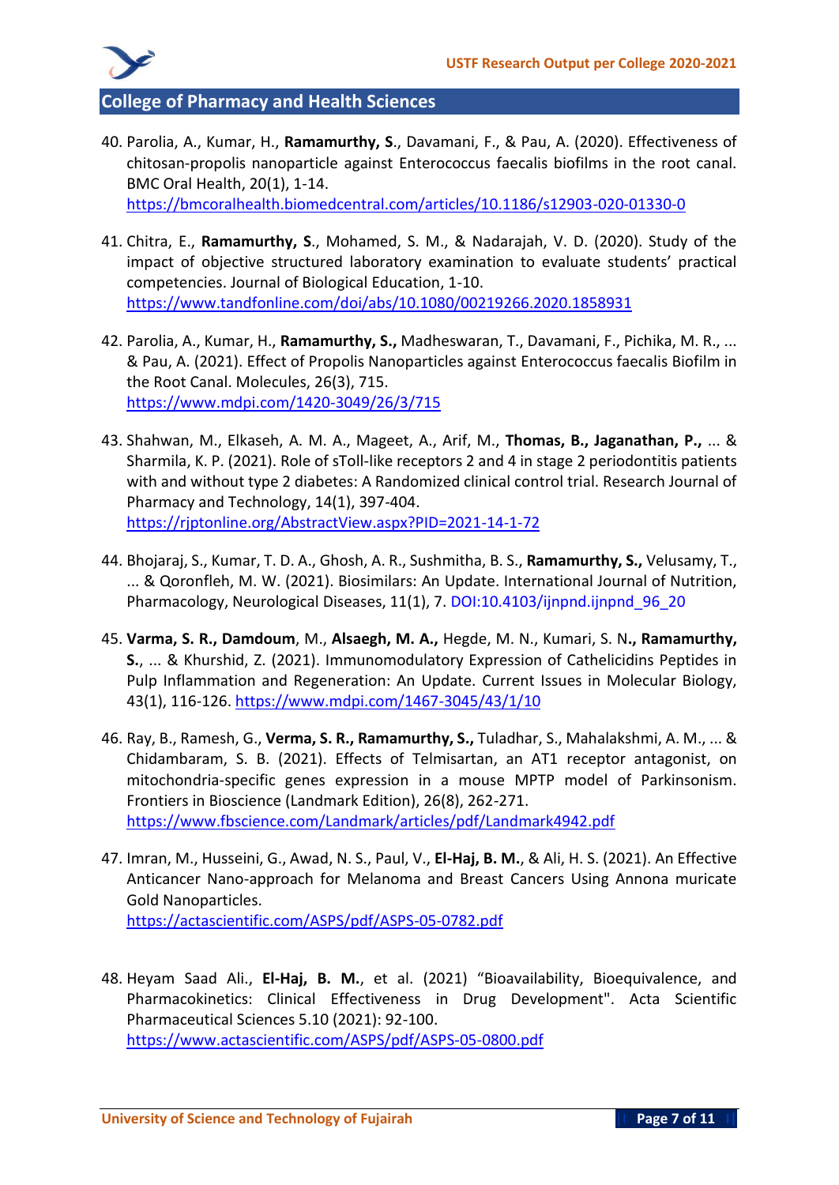## College of Pharmacy and Health Sciences

40. Parolia, A., Kumar, H., **Ramamurthy, S**., Davamani, F., & Pau, A. (2020). Effectiveness of chitosan-propolis nanoparticle against Enterococcus faecalis biofilms in the root canal. BMC Oral Health, 20(1), 1-14. https://bmcoralhealth.biomedcentral.com/articles/10.1186/s12903-020-01330-0

41. Chitra, E., **Ramamurthy, S**., Mohamed, S. M., & Nadarajah, V. D. (2020). Study of the impact of objective structured laboratory examination to evaluate students' practical competencies. Journal of Biological Education, 1-10. https://www.tandfonline.com/doi/abs/10.1080/00219266.2020.1858931

42. Parolia, A., Kumar, H., **Ramamurthy, S.,** Madheswaran, T., Davamani, F., Pichika, M. R., ... & Pau, A. (2021). Effect of Propolis Nanoparticles against Enterococcus faecalis Biofilm in the Root Canal. Molecules, 26(3), 715. https://www.mdpi.com/1420-3049/26/3/715

43. Shahwan, M., Elkaseh, A. M. A., Mageet, A., Arif, M., **Thomas, B., Jaganathan, P.,** ... & Sharmila, K. P. (2021). Role of sToll-like receptors 2 and 4 in stage 2 periodontitis patients with and without type 2 diabetes: A Randomized clinical control trial. Research Journal of Pharmacy and Technology, 14(1), 397-404. https://rjptonline.org/AbstractView.aspx?PID=2021-14-1-72

44. Bhojaraj, S., Kumar, T. D. A., Ghosh, A. R., Sushmitha, B. S., **Ramamurthy, S.,** Velusamy, T., ... & Qoronfleh, M. W. (2021). Biosimilars: An Update. International Journal of Nutrition, Pharmacology, Neurological Diseases, 11(1), 7. DOI:10.4103/ijnpnd.ijnpnd_96_20

45. **Varma, S. R., Damdoum**, M., **Alsaegh, M. A.,** Hegde, M. N., Kumari, S. N**., Ramamurthy, S.**, ... & Khurshid, Z. (2021). Immunomodulatory Expression of Cathelicidins Peptides in Pulp Inflammation and Regeneration: An Update. Current Issues in Molecular Biology, 43(1), 116-126. https://www.mdpi.com/1467-3045/43/1/10

46. Ray, B., Ramesh, G., **Verma, S. R., Ramamurthy, S.,** Tuladhar, S., Mahalakshmi, A. M., ... & Chidambaram, S. B. (2021). Effects of Telmisartan, an AT1 receptor antagonist, on mitochondria-specific genes expression in a mouse MPTP model of Parkinsonism. Frontiers in Bioscience (Landmark Edition), 26(8), 262-271. https://www.fbscience.com/Landmark/articles/pdf/Landmark4942.pdf

47. Imran, M., Husseini, G., Awad, N. S., Paul, V., **El-Haj, B. M.**, & Ali, H. S. (2021). An Effective Anticancer Nano-approach for Melanoma and Breast Cancers Using Annona muricate Gold Nanoparticles. https://actascientific.com/ASPS/pdf/ASPS-05-0782.pdf

48. Heyam Saad Ali., **El-Haj, B. M.**, et al. (2021) "Bioavailability, Bioequivalence, and Pharmacokinetics: Clinical Effectiveness in Drug Development". Acta Scientific Pharmaceutical Sciences 5.10 (2021): 92-100. https://www.actascientific.com/ASPS/pdf/ASPS-05-0800.pdf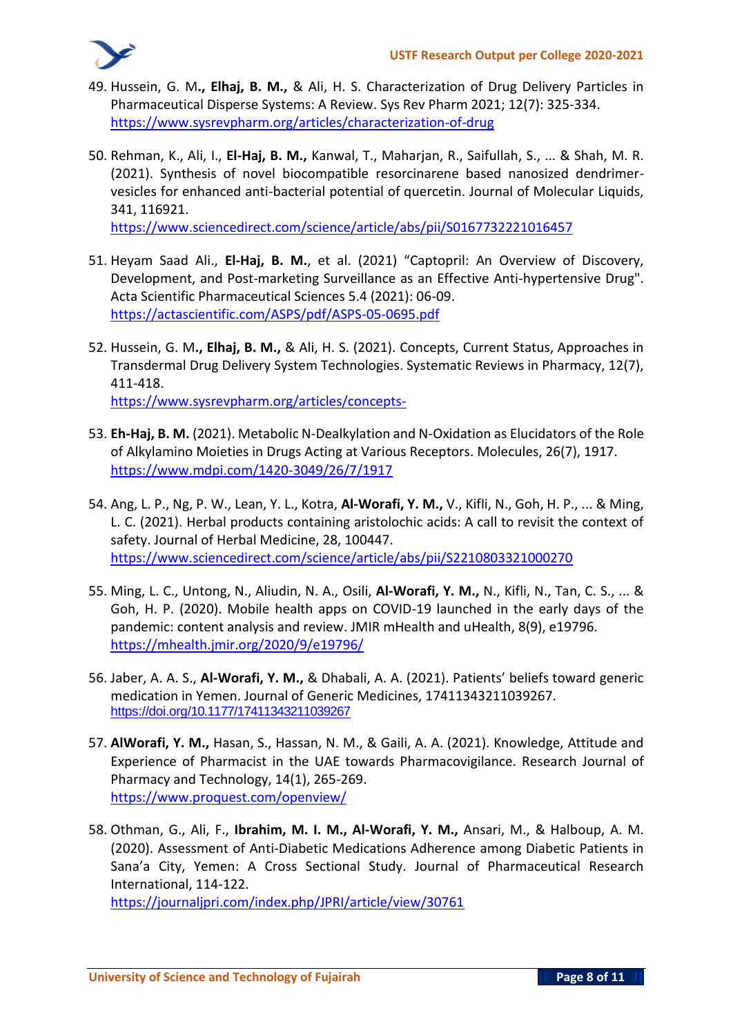49. Hussein, G. M**., Elhaj, B. M.,** & Ali, H. S. Characterization of Drug Delivery Particles in Pharmaceutical Disperse Systems: A Review. Sys Rev Pharm 2021; 12(7): 325-334. https://www.sysrevpharm.org/articles/characterization-of-drug

50. Rehman, K., Ali, I., **El-Haj, B. M.,** Kanwal, T., Maharjan, R., Saifullah, S., ... & Shah, M. R. (2021). Synthesis of novel biocompatible resorcinarene based nanosized dendrimer-vesicles for enhanced anti-bacterial potential of quercetin. Journal of Molecular Liquids, 341, 116921. https://www.sciencedirect.com/science/article/abs/pii/S0167732221016457

51. Heyam Saad Ali., **El-Haj, B. M.**, et al. (2021) "Captopril: An Overview of Discovery, Development, and Post-marketing Surveillance as an Effective Anti-hypertensive Drug". Acta Scientific Pharmaceutical Sciences 5.4 (2021): 06-09. https://actascientific.com/ASPS/pdf/ASPS-05-0695.pdf

52. Hussein, G. M**., Elhaj, B. M.,** & Ali, H. S. (2021). Concepts, Current Status, Approaches in Transdermal Drug Delivery System Technologies. Systematic Reviews in Pharmacy, 12(7), 411-418. https://www.sysrevpharm.org/articles/concepts-

53. **Eh-Haj, B. M.** (2021). Metabolic N-Dealkylation and N-Oxidation as Elucidators of the Role of Alkylamino Moieties in Drugs Acting at Various Receptors. Molecules, 26(7), 1917. https://www.mdpi.com/1420-3049/26/7/1917

54. Ang, L. P., Ng, P. W., Lean, Y. L., Kotra, **Al-Worafi, Y. M.,** V., Kifli, N., Goh, H. P., ... & Ming, L. C. (2021). Herbal products containing aristolochic acids: A call to revisit the context of safety. Journal of Herbal Medicine, 28, 100447. https://www.sciencedirect.com/science/article/abs/pii/S2210803321000270

55. Ming, L. C., Untong, N., Aliudin, N. A., Osili, **Al-Worafi, Y. M.,** N., Kifli, N., Tan, C. S., ... & Goh, H. P. (2020). Mobile health apps on COVID-19 launched in the early days of the pandemic: content analysis and review. JMIR mHealth and uHealth, 8(9), e19796. https://mhealth.jmir.org/2020/9/e19796/

56. Jaber, A. A. S., **Al-Worafi, Y. M.,** & Dhabali, A. A. (2021). Patients' beliefs toward generic medication in Yemen. Journal of Generic Medicines, 17411343211039267. https://doi.org/10.1177/17411343211039267

57. **AlWorafi, Y. M.,** Hasan, S., Hassan, N. M., & Gaili, A. A. (2021). Knowledge, Attitude and Experience of Pharmacist in the UAE towards Pharmacovigilance. Research Journal of Pharmacy and Technology, 14(1), 265-269. https://www.proquest.com/openview/

58. Othman, G., Ali, F., **Ibrahim, M. I. M., Al-Worafi, Y. M.,** Ansari, M., & Halboup, A. M. (2020). Assessment of Anti-Diabetic Medications Adherence among Diabetic Patients in Sana'a City, Yemen: A Cross Sectional Study. Journal of Pharmaceutical Research International, 114-122. https://journaljpri.com/index.php/JPRI/article/view/30761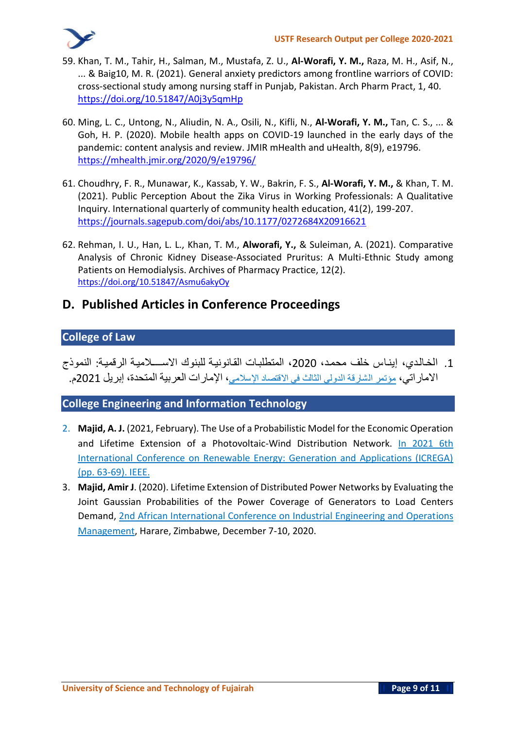59. Khan, T. M., Tahir, H., Salman, M., Mustafa, Z. U., **Al-Worafi, Y. M.,** Raza, M. H., Asif, N., ... & Baig10, M. R. (2021). General anxiety predictors among frontline warriors of COVID: cross-sectional study among nursing staff in Punjab, Pakistan. Arch Pharm Pract, 1, 40. https://doi.org/10.51847/A0j3y5qmHp

60. Ming, L. C., Untong, N., Aliudin, N. A., Osili, N., Kifli, N., **Al-Worafi, Y. M.,** Tan, C. S., ... & Goh, H. P. (2020). Mobile health apps on COVID-19 launched in the early days of the pandemic: content analysis and review. JMIR mHealth and uHealth, 8(9), e19796. https://mhealth.jmir.org/2020/9/e19796/

61. Choudhry, F. R., Munawar, K., Kassab, Y. W., Bakrin, F. S., **Al-Worafi, Y. M.,** & Khan, T. M. (2021). Public Perception About the Zika Virus in Working Professionals: A Qualitative Inquiry. International quarterly of community health education, 41(2), 199-207. https://journals.sagepub.com/doi/abs/10.1177/0272684X20916621

62. Rehman, I. U., Han, L. L., Khan, T. M., **Alworafi, Y.,** & Suleiman, A. (2021). Comparative Analysis of Chronic Kidney Disease-Associated Pruritus: A Multi-Ethnic Study among Patients on Hemodialysis. Archives of Pharmacy Practice, 12(2). https://doi.org/10.51847/Asmu6akyOy

## D. Published Articles in Conference Proceedings

### College of Law

1. الخالدي، إيناس خلف محمد، 2020، المتطلبات القانونية للبنوك الاســلامية الرقمية: النموذج الاماراتي، مؤتمر الشارقة الدولي الثالث في الاقتصاد الإسلامي، الإمارات العربية المتحدة، إبريل 2021م.

### College Engineering and Information Technology

2. **Majid, A. J.** (2021, February). The Use of a Probabilistic Model for the Economic Operation and Lifetime Extension of a Photovoltaic-Wind Distribution Network. In 2021 6th International Conference on Renewable Energy: Generation and Applications (ICREGA) (pp. 63-69). IEEE.
3. **Majid, Amir J**. (2020). Lifetime Extension of Distributed Power Networks by Evaluating the Joint Gaussian Probabilities of the Power Coverage of Generators to Load Centers Demand, 2nd African International Conference on Industrial Engineering and Operations Management, Harare, Zimbabwe, December 7-10, 2020.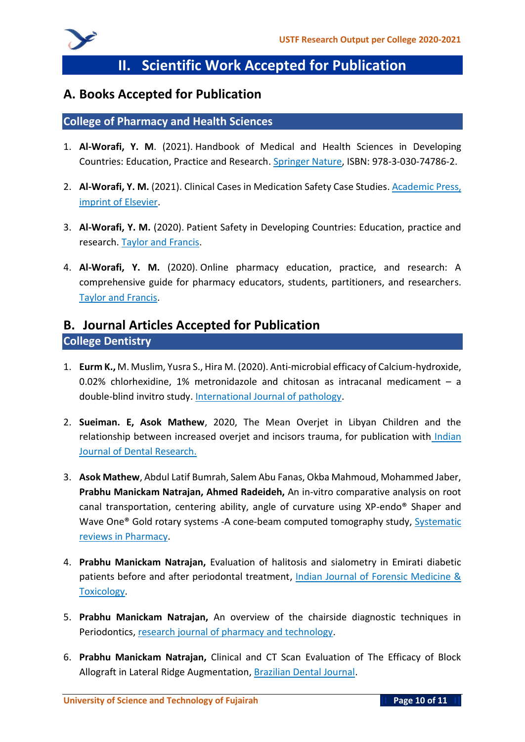# II. Scientific Work Accepted for Publication

## A. Books Accepted for Publication

### College of Pharmacy and Health Sciences

1. **Al-Worafi, Y. M**. (2021). Handbook of Medical and Health Sciences in Developing Countries: Education, Practice and Research. Springer Nature, ISBN: 978-3-030-74786-2.

2. **Al-Worafi, Y. M.** (2021). Clinical Cases in Medication Safety Case Studies. Academic Press, imprint of Elsevier.

3. **Al-Worafi, Y. M.** (2020). Patient Safety in Developing Countries: Education, practice and research. Taylor and Francis.

4. **Al-Worafi, Y. M.** (2020). Online pharmacy education, practice, and research: A comprehensive guide for pharmacy educators, students, partitioners, and researchers. Taylor and Francis.

## B. Journal Articles Accepted for Publication

### College Dentistry

1. **Eurm K.,** M. Muslim, Yusra S., Hira M. (2020). Anti-microbial efficacy of Calcium-hydroxide, 0.02% chlorhexidine, 1% metronidazole and chitosan as intracanal medicament – a double-blind invitro study. International Journal of pathology.

2. **Sueiman. E, Asok Mathew**, 2020, The Mean Overjet in Libyan Children and the relationship between increased overjet and incisors trauma, for publication with Indian Journal of Dental Research.

3. **Asok Mathew**, Abdul Latif Bumrah, Salem Abu Fanas, Okba Mahmoud, Mohammed Jaber, **Prabhu Manickam Natrajan, Ahmed Radeideh,** An in-vitro comparative analysis on root canal transportation, centering ability, angle of curvature using XP-endo® Shaper and Wave One® Gold rotary systems -A cone-beam computed tomography study, Systematic reviews in Pharmacy.

4. **Prabhu Manickam Natrajan,** Evaluation of halitosis and sialometry in Emirati diabetic patients before and after periodontal treatment, Indian Journal of Forensic Medicine & Toxicology.

5. **Prabhu Manickam Natrajan,** An overview of the chairside diagnostic techniques in Periodontics, research journal of pharmacy and technology.

6. **Prabhu Manickam Natrajan,** Clinical and CT Scan Evaluation of The Efficacy of Block Allograft in Lateral Ridge Augmentation, Brazilian Dental Journal.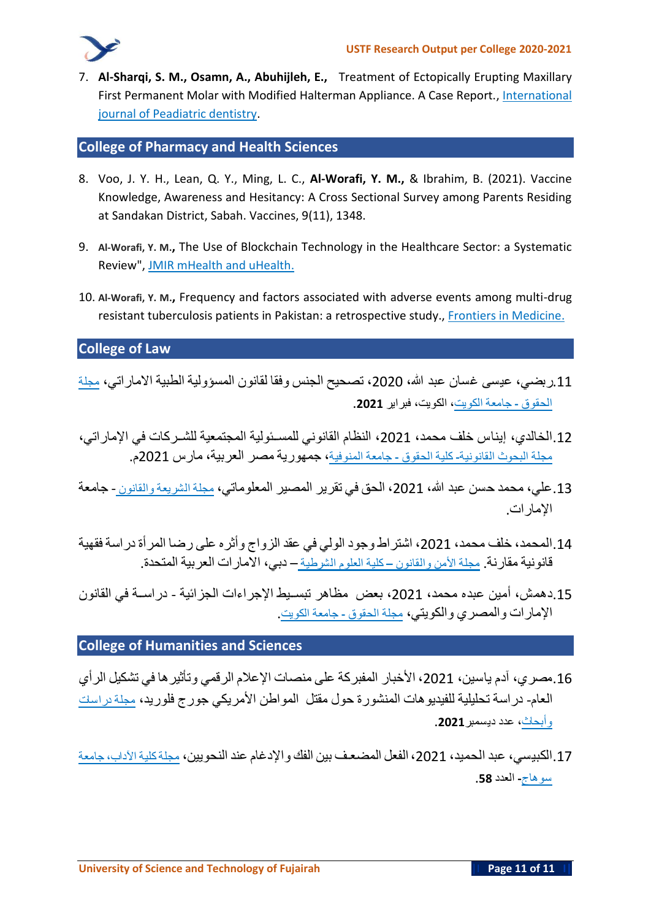7. **Al-Sharqi, S. M., Osamn, A., Abuhijleh, E.,** Treatment of Ectopically Erupting Maxillary First Permanent Molar with Modified Halterman Appliance. A Case Report., International journal of Peadiatric dentistry.

## College of Pharmacy and Health Sciences

8. Voo, J. Y. H., Lean, Q. Y., Ming, L. C., **Al-Worafi, Y. M.,** & Ibrahim, B. (2021). Vaccine Knowledge, Awareness and Hesitancy: A Cross Sectional Survey among Parents Residing at Sandakan District, Sabah. Vaccines, 9(11), 1348.

9. **Al-Worafi, Y. M.,** The Use of Blockchain Technology in the Healthcare Sector: a Systematic Review", JMIR mHealth and uHealth.

10. **Al-Worafi, Y. M.,** Frequency and factors associated with adverse events among multi-drug resistant tuberculosis patients in Pakistan: a retrospective study., Frontiers in Medicine.

## College of Law

11. ربضي، عيسى غسان عبد الله، 2020، تصحيح الجنس وفقا لقانون المسؤولية الطبية الاماراتي، مجلة الحقوق - جامعة الكويت، الكويت، فبراير **2021**.

12. الخالدي، إيناس خلف محمد، 2021، النظام القانوني للمسئولية المجتمعية للشركات في الإماراتي، مجلة البحوث القانونية- كلية الحقوق - جامعة المنوفية، جمهورية مصر العربية، مارس 2021م.

13. علي، محمد حسن عبد الله، 2021، الحق في تقرير المصير المعلوماتي، مجلة الشريعة والقانون - جامعة الإمارات.

14. المحمد، خلف محمد، 2021، اشتراط وجود الولي في عقد الزواج وأثره على رضا المرأة دراسة فقهية قانونية مقارنة. مجلة الأمن والقانون – كلية العلوم الشرطية – دبي، الامارات العربية المتحدة.

15. دهمش، أمين عبده محمد، 2021، بعض مظاهر تبسيط الإجراءات الجزائية - دراسة في القانون الإمارات والمصري والكويتي، مجلة الحقوق - جامعة الكويت.

## College of Humanities and Sciences

16. مصري، آدم ياسين، 2021، الأخبار المفبركة على منصات الإعلام الرقمي وتأثيرها في تشكيل الرأي العام- دراسة تحليلية للفيديوهات المنشورة حول مقتل المواطن الأمريكي جورج فلوريد، مجلة دراسات وأبحاث، عدد ديسمبر **2021**.

17. الكبيسي، عبد الحميد، 2021، الفعل المضعف بين الفك والإدغام عند النحويين، مجلة كلية الآداب، جامعة سوهاج- العدد **58**.